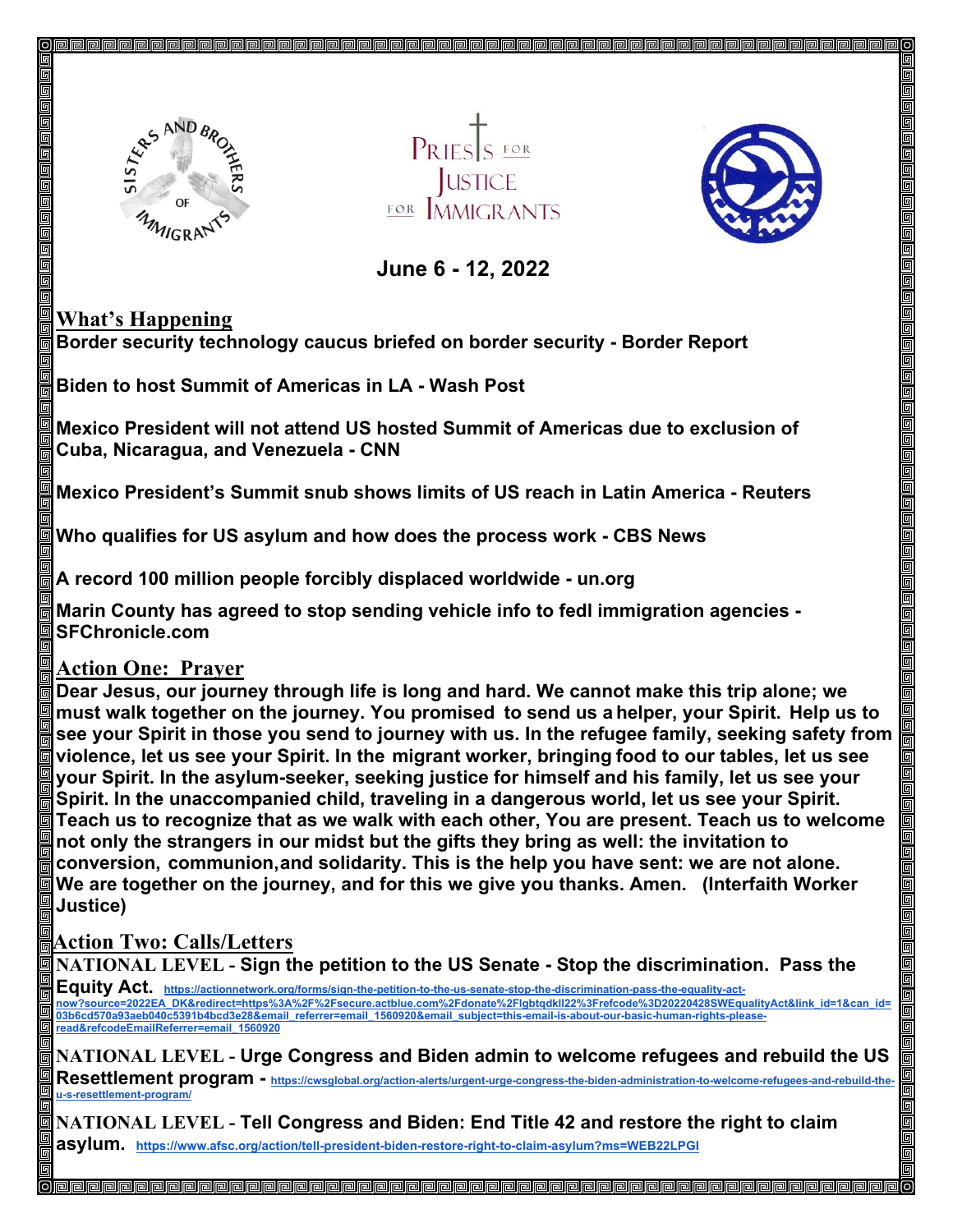SISTERS AND BROTHERS OF IMMIGRANTS

PRIESTS FOR JUSTICE FOR IMMIGRANTS

**June 6 - 12, 2022**

## What's Happening

**Border security technology caucus briefed on border security - Border Report**

**Biden to host Summit of Americas in LA - Wash Post**

**Mexico President will not attend US hosted Summit of Americas due to exclusion of Cuba, Nicaragua, and Venezuela - CNN**

**Mexico President's Summit snub shows limits of US reach in Latin America - Reuters**

**Who qualifies for US asylum and how does the process work - CBS News**

**A record 100 million people forcibly displaced worldwide - un.org**

**Marin County has agreed to stop sending vehicle info to fedl immigration agencies - SFChronicle.com**

## Action One: Prayer

**Dear Jesus, our journey through life is long and hard. We cannot make this trip alone; we must walk together on the journey. You promised to send us a helper, your Spirit. Help us to see your Spirit in those you send to journey with us. In the refugee family, seeking safety from violence, let us see your Spirit. In the migrant worker, bringing food to our tables, let us see your Spirit. In the asylum-seeker, seeking justice for himself and his family, let us see your Spirit. In the unaccompanied child, traveling in a dangerous world, let us see your Spirit. Teach us to recognize that as we walk with each other, You are present. Teach us to welcome not only the strangers in our midst but the gifts they bring as well: the invitation to conversion, communion, and solidarity. This is the help you have sent: we are not alone. We are together on the journey, and for this we give you thanks. Amen. (Interfaith Worker Justice)**

## Action Two: Calls/Letters

**NATIONAL LEVEL - Sign the petition to the US Senate - Stop the discrimination. Pass the Equity Act.** https://actionnetwork.org/forms/sign-the-petition-to-the-us-senate-stop-the-discrimination-pass-the-equality-act-now?source=2022EA_DK&redirect=https%3A%2F%2Fsecure.actblue.com%2Fdonate%2Flgbtqdkll22%3Frefcode%3D20220428SWEqualityAct&link_id=1&can_id=03b6cd570a93aeb040c5391b4bcd3e28&email_referrer=email_1560920&email_subject=this-email-is-about-our-basic-human-rights-please-read&refcodeEmailReferrer=email_1560920

**NATIONAL LEVEL - Urge Congress and Biden admin to welcome refugees and rebuild the US Resettlement program -** https://cwsglobal.org/action-alerts/urgent-urge-congress-the-biden-administration-to-welcome-refugees-and-rebuild-the-u-s-resettlement-program/

**NATIONAL LEVEL - Tell Congress and Biden: End Title 42 and restore the right to claim asylum.** https://www.afsc.org/action/tell-president-biden-restore-right-to-claim-asylum?ms=WEB22LPGI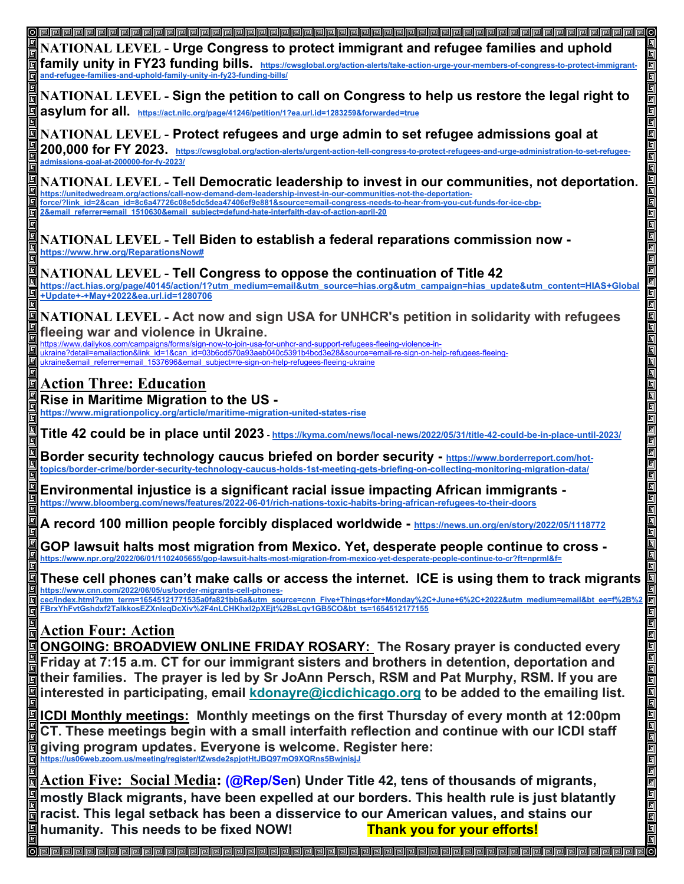**NATIONAL LEVEL - Urge Congress to protect immigrant and refugee families and uphold family unity in FY23 funding bills.** https://cwsglobal.org/action-alerts/take-action-urge-your-members-of-congress-to-protect-immigrant-and-refugee-families-and-uphold-family-unity-in-fy23-funding-bills/

**NATIONAL LEVEL - Sign the petition to call on Congress to help us restore the legal right to asylum for all.** https://act.nilc.org/page/41246/petition/1?ea.url.id=1283259&forwarded=true

**NATIONAL LEVEL - Protect refugees and urge admin to set refugee admissions goal at 200,000 for FY 2023.** https://cwsglobal.org/action-alerts/urgent-action-tell-congress-to-protect-refugees-and-urge-administration-to-set-refugee-admissions-goal-at-200000-for-fy-2023/

**NATIONAL LEVEL - Tell Democratic leadership to invest in our communities, not deportation.** https://unitedwedream.org/actions/call-now-demand-dem-leadership-invest-in-our-communities-not-the-deportation-force/?link_id=2&can_id=8c6a47726c08e5dc5dea47406ef9e881&source=email-congress-needs-to-hear-from-you-cut-funds-for-ice-cbp-2&email_referrer=email_1510630&email_subject=defund-hate-interfaith-day-of-action-april-20

**NATIONAL LEVEL - Tell Biden to establish a federal reparations commission now -** https://www.hrw.org/ReparationsNow#

**NATIONAL LEVEL - Tell Congress to oppose the continuation of Title 42** https://act.hias.org/page/40145/action/1?utm_medium=email&utm_source=hias.org&utm_campaign=hias_update&utm_content=HIAS+Global+Update+-+May+2022&ea.url.id=1280706

**NATIONAL LEVEL - Act now and sign USA for UNHCR's petition in solidarity with refugees fleeing war and violence in Ukraine.** https://www.dailykos.com/campaigns/forms/sign-now-to-join-usa-for-unhcr-and-support-refugees-fleeing-violence-in-ukraine?detail=emailaction&link_id=1&can_id=03b6cd570a93aeb040c5391b4bcd3e28&source=email-re-sign-on-help-refugees-fleeing-ukraine&email_referrer=email_1537696&email_subject=re-sign-on-help-refugees-fleeing-ukraine

## Action Three: Education

**Rise in Maritime Migration to the US -** https://www.migrationpolicy.org/article/maritime-migration-united-states-rise

**Title 42 could be in place until 2023 -** https://kyma.com/news/local-news/2022/05/31/title-42-could-be-in-place-until-2023/

**Border security technology caucus briefed on border security -** https://www.borderreport.com/hot-topics/border-crime/border-security-technology-caucus-holds-1st-meeting-gets-briefing-on-collecting-monitoring-migration-data/

**Environmental injustice is a significant racial issue impacting African immigrants -** https://www.bloomberg.com/news/features/2022-06-01/rich-nations-toxic-habits-bring-african-refugees-to-their-doors

**A record 100 million people forcibly displaced worldwide -** https://news.un.org/en/story/2022/05/1118772

**GOP lawsuit halts most migration from Mexico. Yet, desperate people continue to cross -** https://www.npr.org/2022/06/01/1102405655/gop-lawsuit-halts-most-migration-from-mexico-yet-desperate-people-continue-to-cr?ft=nprml&f=

**These cell phones can't make calls or access the internet. ICE is using them to track migrants** https://www.cnn.com/2022/06/05/us/border-migrants-cell-phones-cec/index.html?utm_term=16545121771535a0fa821bb6a&utm_source=cnn_Five+Things+for+Monday%2C+June+6%2C+2022&utm_medium=email&bt_ee=f%2B%2FBrxYhFvtGshdxf2TalkkosEZXnleqDcXiv%2F4nLCHKhxl2pXEjt%2BsLqv1GB5CO&bt_ts=1654512177155

## Action Four: Action

**ONGOING: BROADVIEW ONLINE FRIDAY ROSARY: The Rosary prayer is conducted every Friday at 7:15 a.m. CT for our immigrant sisters and brothers in detention, deportation and their families. The prayer is led by Sr JoAnn Persch, RSM and Pat Murphy, RSM. If you are interested in participating, email kdonayre@icdichicago.org to be added to the emailing list.**

**ICDI Monthly meetings: Monthly meetings on the first Thursday of every month at 12:00pm CT. These meetings begin with a small interfaith reflection and continue with our ICDI staff giving program updates. Everyone is welcome. Register here:** https://us06web.zoom.us/meeting/register/tZwsde2spjotHtJBQ97mO9XQRns5BwjnisjJ

**Action Five: Social Media: (@Rep/Sen) Under Title 42, tens of thousands of migrants, mostly Black migrants, have been expelled at our borders. This health rule is just blatantly racist. This legal setback has been a disservice to our American values, and stains our humanity. This needs to be fixed NOW!** **Thank you for your efforts!**